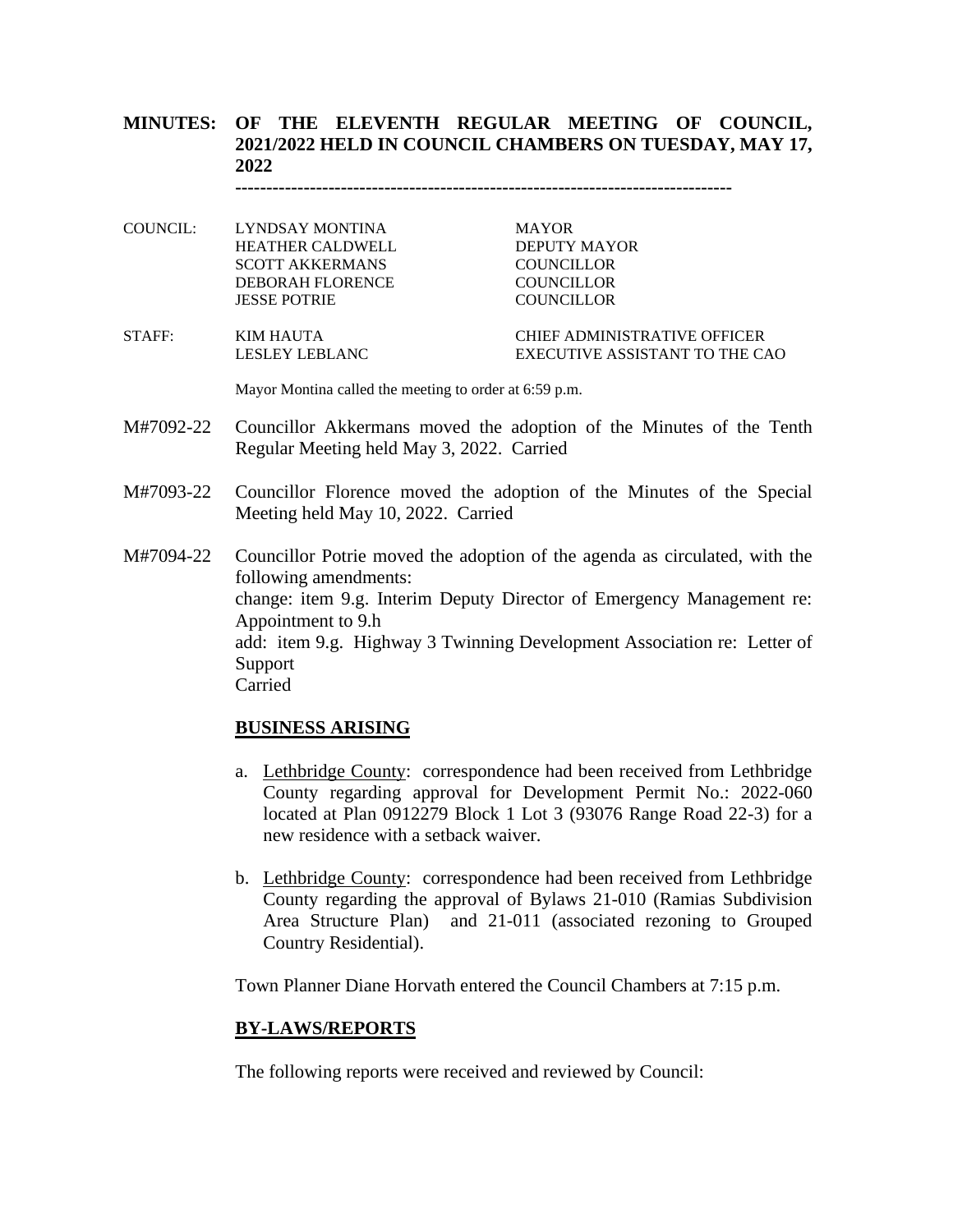# MINUTES: OF THE ELEVENTH REGULAR MEETING OF COUNCIL, 2021/2022 HELD IN COUNCIL CHAMBERS ON TUESDAY, MAY 17, 2022

---

| | | |
|---|---|---|
| COUNCIL: | LYNDSAY MONTINA | MAYOR |
| | HEATHER CALDWELL | DEPUTY MAYOR |
| | SCOTT AKKERMANS | COUNCILLOR |
| | DEBORAH FLORENCE | COUNCILLOR |
| | JESSE POTRIE | COUNCILLOR |
| STAFF: | KIM HAUTA | CHIEF ADMINISTRATIVE OFFICER |
| | LESLEY LEBLANC | EXECUTIVE ASSISTANT TO THE CAO |

Mayor Montina called the meeting to order at 6:59 p.m.

M#7092-22 Councillor Akkermans moved the adoption of the Minutes of the Tenth Regular Meeting held May 3, 2022. Carried

M#7093-22 Councillor Florence moved the adoption of the Minutes of the Special Meeting held May 10, 2022. Carried

M#7094-22 Councillor Potrie moved the adoption of the agenda as circulated, with the following amendments:
change: item 9.g. Interim Deputy Director of Emergency Management re: Appointment to 9.h
add: item 9.g. Highway 3 Twinning Development Association re: Letter of Support
Carried

## BUSINESS ARISING

a. Lethbridge County: correspondence had been received from Lethbridge County regarding approval for Development Permit No.: 2022-060 located at Plan 0912279 Block 1 Lot 3 (93076 Range Road 22-3) for a new residence with a setback waiver.

b. Lethbridge County: correspondence had been received from Lethbridge County regarding the approval of Bylaws 21-010 (Ramias Subdivision Area Structure Plan) and 21-011 (associated rezoning to Grouped Country Residential).

Town Planner Diane Horvath entered the Council Chambers at 7:15 p.m.

## BY-LAWS/REPORTS

The following reports were received and reviewed by Council: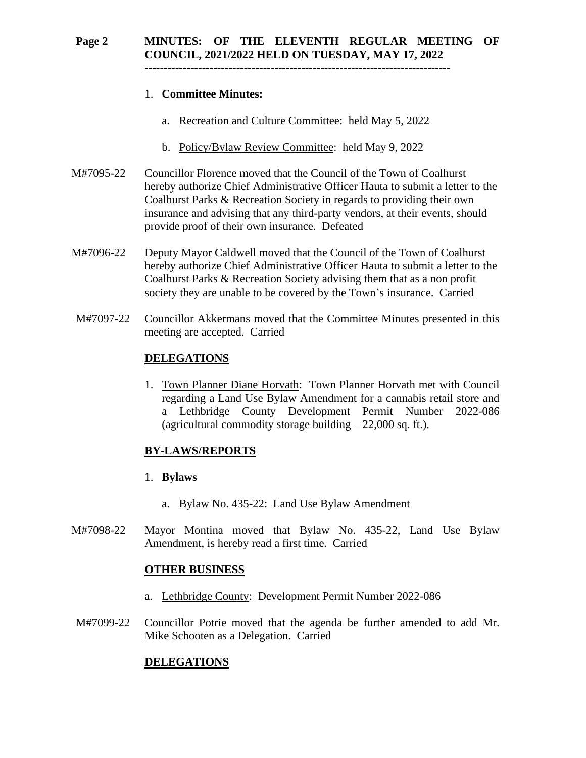1. **Committee Minutes:**

   a. Recreation and Culture Committee: held May 5, 2022

   b. Policy/Bylaw Review Committee: held May 9, 2022

M#7095-22 Councillor Florence moved that the Council of the Town of Coalhurst hereby authorize Chief Administrative Officer Hauta to submit a letter to the Coalhurst Parks & Recreation Society in regards to providing their own insurance and advising that any third-party vendors, at their events, should provide proof of their own insurance. Defeated

M#7096-22 Deputy Mayor Caldwell moved that the Council of the Town of Coalhurst hereby authorize Chief Administrative Officer Hauta to submit a letter to the Coalhurst Parks & Recreation Society advising them that as a non profit society they are unable to be covered by the Town's insurance. Carried

M#7097-22 Councillor Akkermans moved that the Committee Minutes presented in this meeting are accepted. Carried

**DELEGATIONS**

1. Town Planner Diane Horvath: Town Planner Horvath met with Council regarding a Land Use Bylaw Amendment for a cannabis retail store and a Lethbridge County Development Permit Number 2022-086 (agricultural commodity storage building – 22,000 sq. ft.).

**BY-LAWS/REPORTS**

1. **Bylaws**

   a. Bylaw No. 435-22: Land Use Bylaw Amendment

M#7098-22 Mayor Montina moved that Bylaw No. 435-22, Land Use Bylaw Amendment, is hereby read a first time. Carried

**OTHER BUSINESS**

a. Lethbridge County: Development Permit Number 2022-086

M#7099-22 Councillor Potrie moved that the agenda be further amended to add Mr. Mike Schooten as a Delegation. Carried

**DELEGATIONS**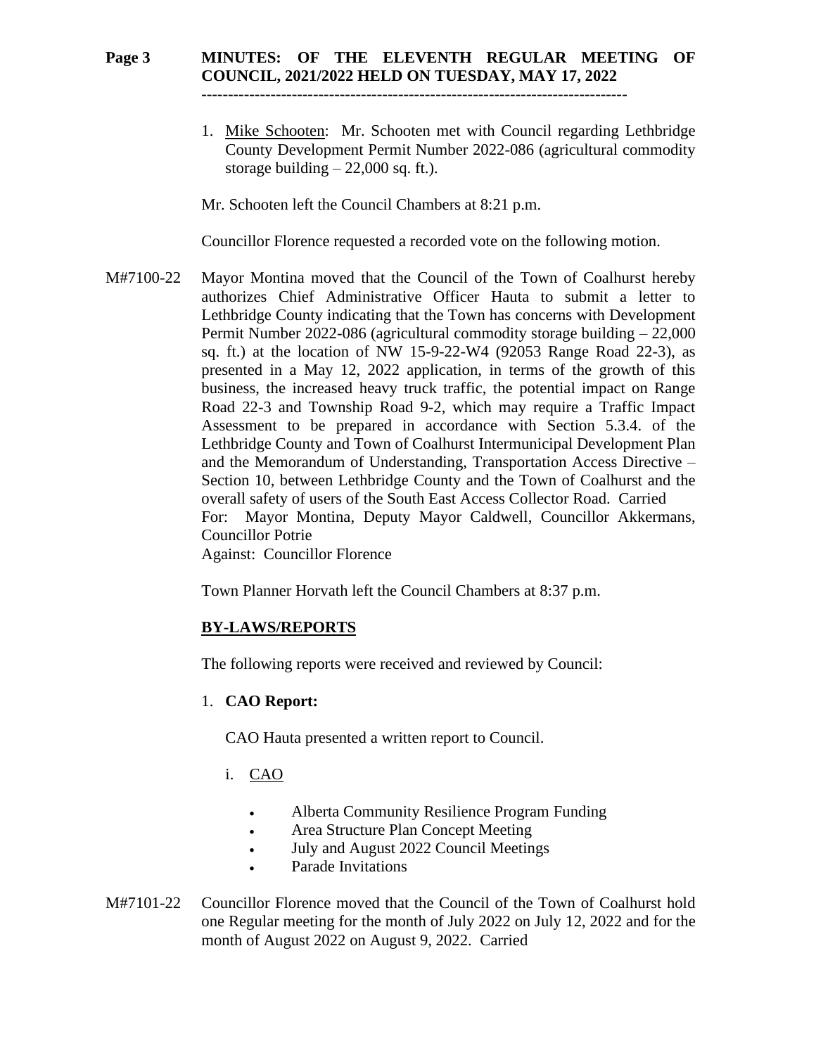1. Mike Schooten: Mr. Schooten met with Council regarding Lethbridge County Development Permit Number 2022-086 (agricultural commodity storage building – 22,000 sq. ft.).

Mr. Schooten left the Council Chambers at 8:21 p.m.

Councillor Florence requested a recorded vote on the following motion.

M#7100-22 Mayor Montina moved that the Council of the Town of Coalhurst hereby authorizes Chief Administrative Officer Hauta to submit a letter to Lethbridge County indicating that the Town has concerns with Development Permit Number 2022-086 (agricultural commodity storage building – 22,000 sq. ft.) at the location of NW 15-9-22-W4 (92053 Range Road 22-3), as presented in a May 12, 2022 application, in terms of the growth of this business, the increased heavy truck traffic, the potential impact on Range Road 22-3 and Township Road 9-2, which may require a Traffic Impact Assessment to be prepared in accordance with Section 5.3.4. of the Lethbridge County and Town of Coalhurst Intermunicipal Development Plan and the Memorandum of Understanding, Transportation Access Directive – Section 10, between Lethbridge County and the Town of Coalhurst and the overall safety of users of the South East Access Collector Road. Carried
For: Mayor Montina, Deputy Mayor Caldwell, Councillor Akkermans, Councillor Potrie
Against: Councillor Florence

Town Planner Horvath left the Council Chambers at 8:37 p.m.

## BY-LAWS/REPORTS

The following reports were received and reviewed by Council:

1. **CAO Report:**

   CAO Hauta presented a written report to Council.

   i. CAO

      - Alberta Community Resilience Program Funding
      - Area Structure Plan Concept Meeting
      - July and August 2022 Council Meetings
      - Parade Invitations

M#7101-22 Councillor Florence moved that the Council of the Town of Coalhurst hold one Regular meeting for the month of July 2022 on July 12, 2022 and for the month of August 2022 on August 9, 2022. Carried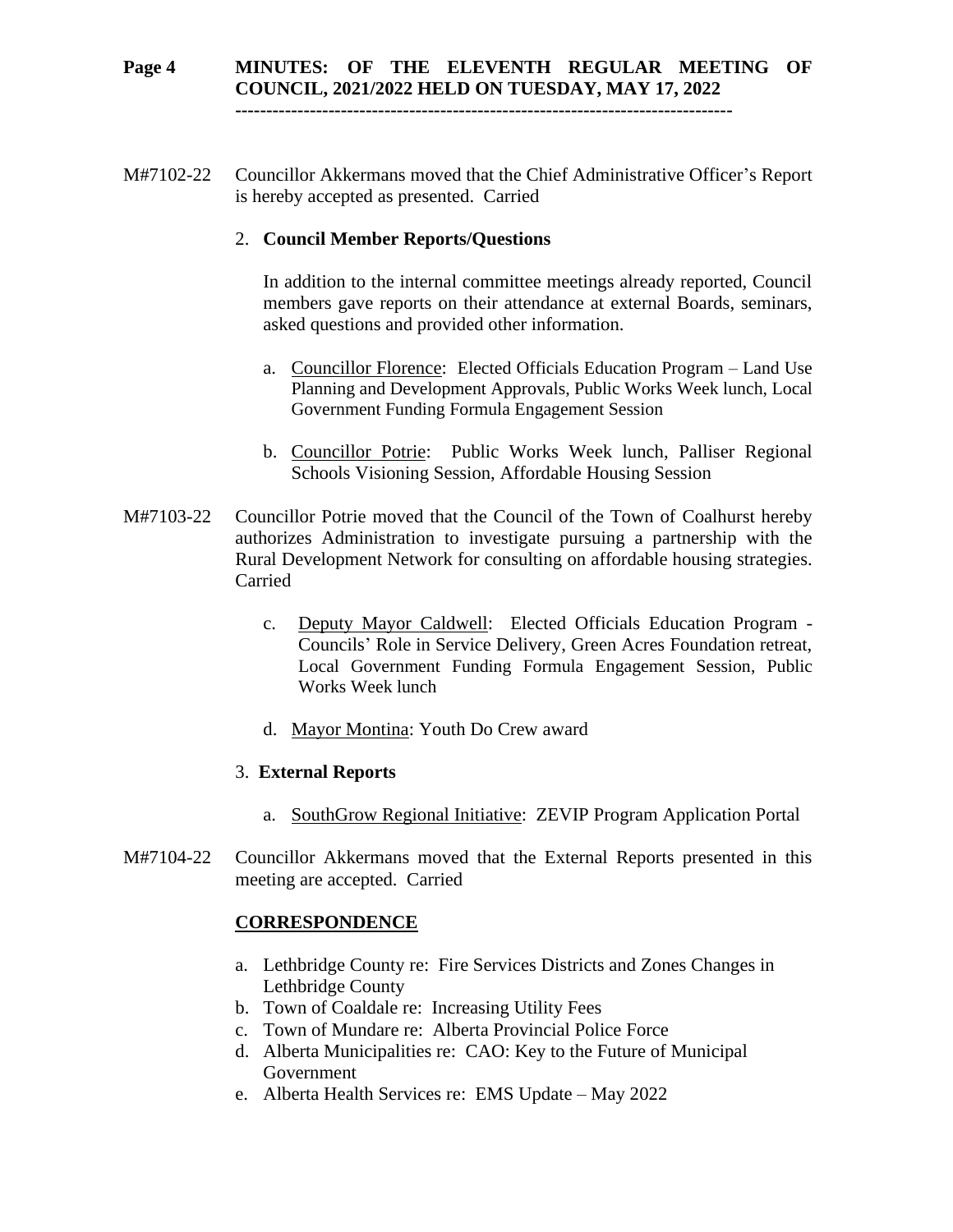M#7102-22 Councillor Akkermans moved that the Chief Administrative Officer's Report is hereby accepted as presented. Carried

2. **Council Member Reports/Questions**

In addition to the internal committee meetings already reported, Council members gave reports on their attendance at external Boards, seminars, asked questions and provided other information.

a. Councillor Florence: Elected Officials Education Program – Land Use Planning and Development Approvals, Public Works Week lunch, Local Government Funding Formula Engagement Session

b. Councillor Potrie: Public Works Week lunch, Palliser Regional Schools Visioning Session, Affordable Housing Session

M#7103-22 Councillor Potrie moved that the Council of the Town of Coalhurst hereby authorizes Administration to investigate pursuing a partnership with the Rural Development Network for consulting on affordable housing strategies. Carried

c. Deputy Mayor Caldwell: Elected Officials Education Program - Councils' Role in Service Delivery, Green Acres Foundation retreat, Local Government Funding Formula Engagement Session, Public Works Week lunch

d. Mayor Montina: Youth Do Crew award

3. **External Reports**

a. SouthGrow Regional Initiative: ZEVIP Program Application Portal

M#7104-22 Councillor Akkermans moved that the External Reports presented in this meeting are accepted. Carried

**CORRESPONDENCE**

a. Lethbridge County re: Fire Services Districts and Zones Changes in Lethbridge County
b. Town of Coaldale re: Increasing Utility Fees
c. Town of Mundare re: Alberta Provincial Police Force
d. Alberta Municipalities re: CAO: Key to the Future of Municipal Government
e. Alberta Health Services re: EMS Update – May 2022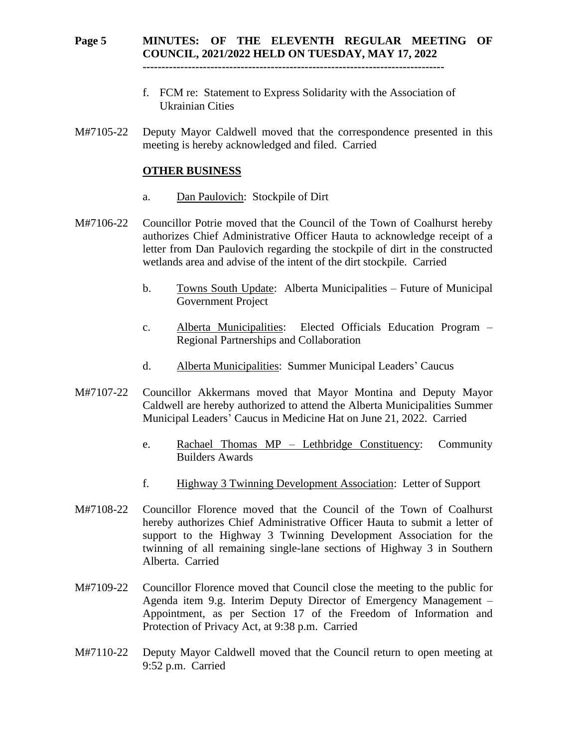f. FCM re: Statement to Express Solidarity with the Association of Ukrainian Cities

M#7105-22 Deputy Mayor Caldwell moved that the correspondence presented in this meeting is hereby acknowledged and filed. Carried

**OTHER BUSINESS**

a. Dan Paulovich: Stockpile of Dirt

M#7106-22 Councillor Potrie moved that the Council of the Town of Coalhurst hereby authorizes Chief Administrative Officer Hauta to acknowledge receipt of a letter from Dan Paulovich regarding the stockpile of dirt in the constructed wetlands area and advise of the intent of the dirt stockpile. Carried

b. Towns South Update: Alberta Municipalities – Future of Municipal Government Project

c. Alberta Municipalities: Elected Officials Education Program – Regional Partnerships and Collaboration

d. Alberta Municipalities: Summer Municipal Leaders' Caucus

M#7107-22 Councillor Akkermans moved that Mayor Montina and Deputy Mayor Caldwell are hereby authorized to attend the Alberta Municipalities Summer Municipal Leaders' Caucus in Medicine Hat on June 21, 2022. Carried

e. Rachael Thomas MP – Lethbridge Constituency: Community Builders Awards

f. Highway 3 Twinning Development Association: Letter of Support

M#7108-22 Councillor Florence moved that the Council of the Town of Coalhurst hereby authorizes Chief Administrative Officer Hauta to submit a letter of support to the Highway 3 Twinning Development Association for the twinning of all remaining single-lane sections of Highway 3 in Southern Alberta. Carried

M#7109-22 Councillor Florence moved that Council close the meeting to the public for Agenda item 9.g. Interim Deputy Director of Emergency Management – Appointment, as per Section 17 of the Freedom of Information and Protection of Privacy Act, at 9:38 p.m. Carried

M#7110-22 Deputy Mayor Caldwell moved that the Council return to open meeting at 9:52 p.m. Carried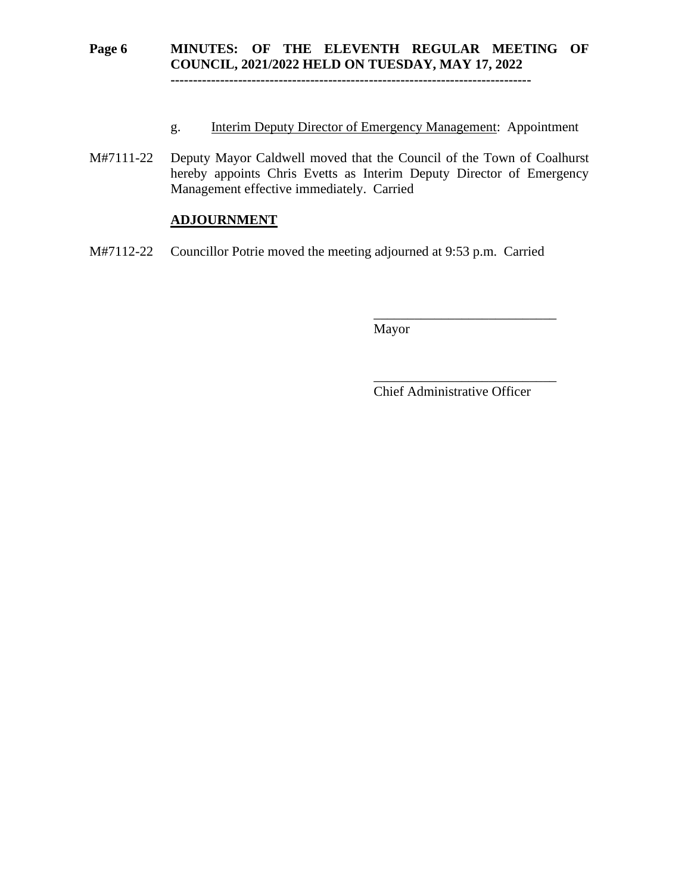g. Interim Deputy Director of Emergency Management: Appointment

M#7111-22 Deputy Mayor Caldwell moved that the Council of the Town of Coalhurst hereby appoints Chris Evetts as Interim Deputy Director of Emergency Management effective immediately. Carried

**ADJOURNMENT**

M#7112-22 Councillor Potrie moved the meeting adjourned at 9:53 p.m. Carried

___________________________
Mayor

___________________________
Chief Administrative Officer